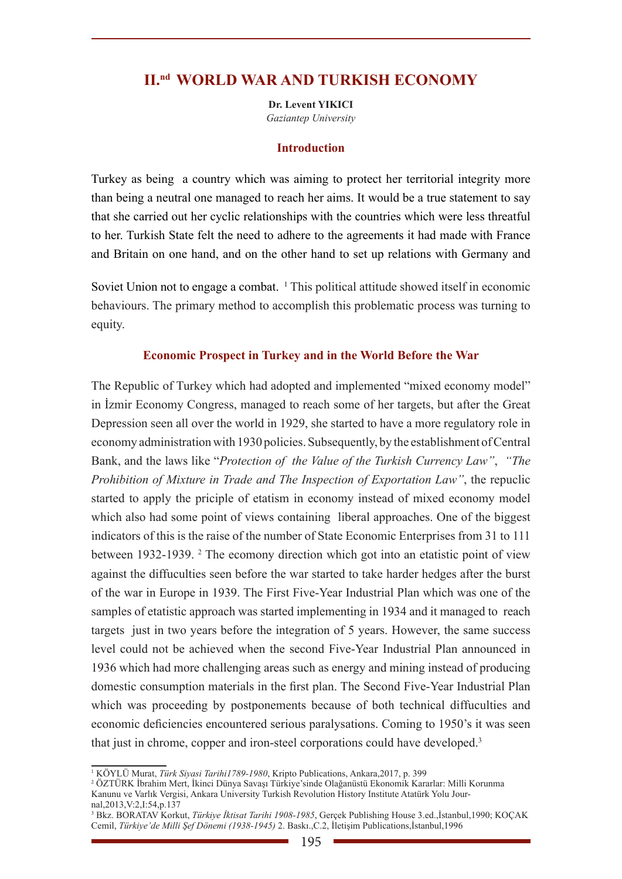# II.[nd] WORLD WAR AND TURKISH ECONOMY

**Dr. Levent YIKICI**
*Gaziantep University*

## Introduction

Turkey as being a country which was aiming to protect her territorial integrity more than being a neutral one managed to reach her aims. It would be a true statement to say that she carried out her cyclic relationships with the countries which were less threatful to her. Turkish State felt the need to adhere to the agreements it had made with France and Britain on one hand, and on the other hand to set up relations with Germany and Soviet Union not to engage a combat. [1] This political attitude showed itself in economic behaviours. The primary method to accomplish this problematic process was turning to equity.

## Economic Prospect in Turkey and in the World Before the War

The Republic of Turkey which had adopted and implemented "mixed economy model" in İzmir Economy Congress, managed to reach some of her targets, but after the Great Depression seen all over the world in 1929, she started to have a more regulatory role in economy administration with 1930 policies. Subsequently, by the establishment of Central Bank, and the laws like "*Protection of the Value of the Turkish Currency Law"*, *"The Prohibition of Mixture in Trade and The Inspection of Exportation Law"*, the repuclic started to apply the priciple of etatism in economy instead of mixed economy model which also had some point of views containing liberal approaches. One of the biggest indicators of this is the raise of the number of State Economic Enterprises from 31 to 111 between 1932-1939. [2] The ecomony direction which got into an etatistic point of view against the diffuculties seen before the war started to take harder hedges after the burst of the war in Europe in 1939. The First Five-Year Industrial Plan which was one of the samples of etatistic approach was started implementing in 1934 and it managed to reach targets just in two years before the integration of 5 years. However, the same success level could not be achieved when the second Five-Year Industrial Plan announced in 1936 which had more challenging areas such as energy and mining instead of producing domestic consumption materials in the first plan. The Second Five-Year Industrial Plan which was proceeding by postponements because of both technical diffuculties and economic deficiencies encountered serious paralysations. Coming to 1950's it was seen that just in chrome, copper and iron-steel corporations could have developed.[3]

---

[1] KÖYLÜ Murat, *Türk Siyasi Tarihi1789-1980*, Kripto Publications, Ankara,2017, p. 399

[2] ÖZTÜRK İbrahim Mert, İkinci Dünya Savaşı Türkiye'sinde Olağanüstü Ekonomik Kararlar: Milli Korunma Kanunu ve Varlık Vergisi, Ankara University Turkish Revolution History Institute Atatürk Yolu Journal,2013,V:2,I:54,p.137

[3] Bkz. BORATAV Korkut, *Türkiye İktisat Tarihi 1908-1985*, Gerçek Publishing House 3.ed.,İstanbul,1990; KOÇAK Cemil, *Türkiye'de Milli Şef Dönemi (1938-1945)* 2. Baskı.,C.2, İletişim Publications,İstanbul,1996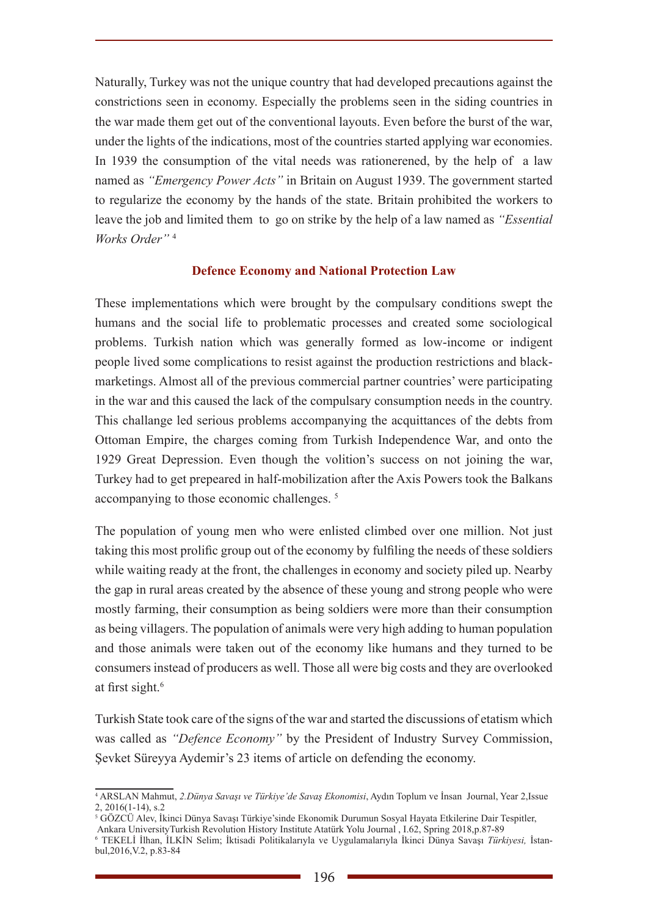Naturally, Turkey was not the unique country that had developed precautions against the constrictions seen in economy. Especially the problems seen in the siding countries in the war made them get out of the conventional layouts. Even before the burst of the war, under the lights of the indications, most of the countries started applying war economies. In 1939 the consumption of the vital needs was rationerened, by the help of a law named as *"Emergency Power Acts"* in Britain on August 1939. The government started to regularize the economy by the hands of the state. Britain prohibited the workers to leave the job and limited them to go on strike by the help of a law named as *"Essential Works Order"* [4]

## Defence Economy and National Protection Law

These implementations which were brought by the compulsary conditions swept the humans and the social life to problematic processes and created some sociological problems. Turkish nation which was generally formed as low-income or indigent people lived some complications to resist against the production restrictions and black-marketings. Almost all of the previous commercial partner countries' were participating in the war and this caused the lack of the compulsary consumption needs in the country. This challange led serious problems accompanying the acquittances of the debts from Ottoman Empire, the charges coming from Turkish Independence War, and onto the 1929 Great Depression. Even though the volition's success on not joining the war, Turkey had to get prepeared in half-mobilization after the Axis Powers took the Balkans accompanying to those economic challenges. [5]

The population of young men who were enlisted climbed over one million. Not just taking this most prolific group out of the economy by fulfiling the needs of these soldiers while waiting ready at the front, the challenges in economy and society piled up. Nearby the gap in rural areas created by the absence of these young and strong people who were mostly farming, their consumption as being soldiers were more than their consumption as being villagers. The population of animals were very high adding to human population and those animals were taken out of the economy like humans and they turned to be consumers instead of producers as well. Those all were big costs and they are overlooked at first sight.[6]

Turkish State took care of the signs of the war and started the discussions of etatism which was called as *"Defence Economy"* by the President of Industry Survey Commission, Şevket Süreyya Aydemir's 23 items of article on defending the economy.

---

[4] ARSLAN Mahmut, *2.Dünya Savaşı ve Türkiye'de Savaş Ekonomisi*, Aydın Toplum ve İnsan Journal, Year 2,Issue 2, 2016(1-14), s.2

[5] GÖZCÜ Alev, İkinci Dünya Savaşı Türkiye'sinde Ekonomik Durumun Sosyal Hayata Etkilerine Dair Tespitler, Ankara UniversityTurkish Revolution History Institute Atatürk Yolu Journal , I.62, Spring 2018,p.87-89

[6] TEKELİ İlhan, İLKİN Selim; İktisadi Politikalarıyla ve Uygulamalarıyla İkinci Dünya Savaşı *Türkiyesi,* İstanbul,2016,V.2, p.83-84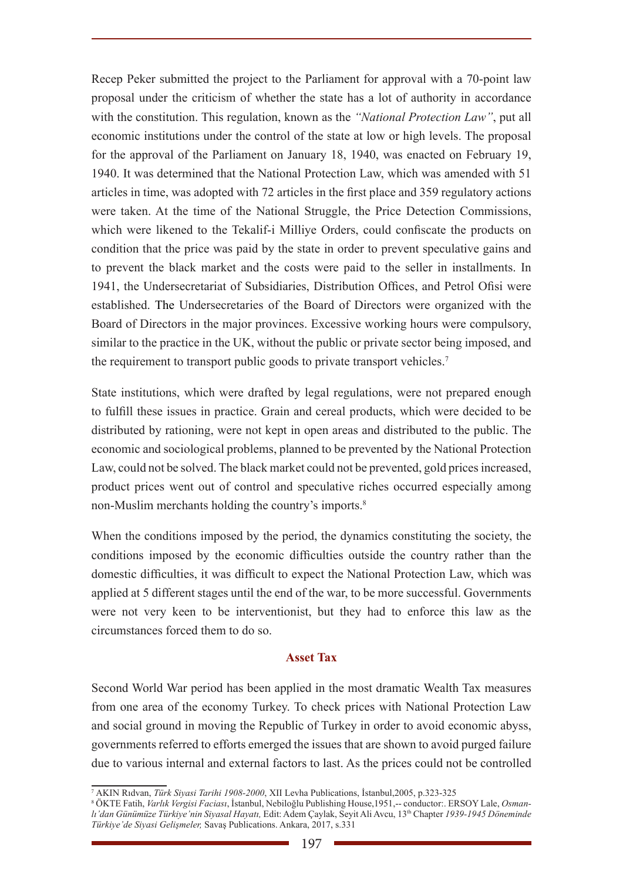Recep Peker submitted the project to the Parliament for approval with a 70-point law proposal under the criticism of whether the state has a lot of authority in accordance with the constitution. This regulation, known as the *"National Protection Law"*, put all economic institutions under the control of the state at low or high levels. The proposal for the approval of the Parliament on January 18, 1940, was enacted on February 19, 1940. It was determined that the National Protection Law, which was amended with 51 articles in time, was adopted with 72 articles in the first place and 359 regulatory actions were taken. At the time of the National Struggle, the Price Detection Commissions, which were likened to the Tekalif-i Milliye Orders, could confiscate the products on condition that the price was paid by the state in order to prevent speculative gains and to prevent the black market and the costs were paid to the seller in installments. In 1941, the Undersecretariat of Subsidiaries, Distribution Offices, and Petrol Ofisi were established. The Undersecretaries of the Board of Directors were organized with the Board of Directors in the major provinces. Excessive working hours were compulsory, similar to the practice in the UK, without the public or private sector being imposed, and the requirement to transport public goods to private transport vehicles.[7]

State institutions, which were drafted by legal regulations, were not prepared enough to fulfill these issues in practice. Grain and cereal products, which were decided to be distributed by rationing, were not kept in open areas and distributed to the public. The economic and sociological problems, planned to be prevented by the National Protection Law, could not be solved. The black market could not be prevented, gold prices increased, product prices went out of control and speculative riches occurred especially among non-Muslim merchants holding the country's imports.[8]

When the conditions imposed by the period, the dynamics constituting the society, the conditions imposed by the economic difficulties outside the country rather than the domestic difficulties, it was difficult to expect the National Protection Law, which was applied at 5 different stages until the end of the war, to be more successful. Governments were not very keen to be interventionist, but they had to enforce this law as the circumstances forced them to do so.

## Asset Tax

Second World War period has been applied in the most dramatic Wealth Tax measures from one area of the economy Turkey. To check prices with National Protection Law and social ground in moving the Republic of Turkey in order to avoid economic abyss, governments referred to efforts emerged the issues that are shown to avoid purged failure due to various internal and external factors to last. As the prices could not be controlled

---

[7] AKIN Rıdvan, *Türk Siyasi Tarihi 1908-2000*, XII Levha Publications, İstanbul,2005, p.323-325

[8] ÖKTE Fatih, *Varlık Vergisi Faciası*, İstanbul, Nebiloğlu Publishing House,1951,-- conductor:. ERSOY Lale, *Osmanlı'dan Günümüze Türkiye'nin Siyasal Hayatı,* Edit: Adem Çaylak, Seyit Ali Avcu, 13th Chapter *1939-1945 Döneminde Türkiye'de Siyasi Gelişmeler,* Savaş Publications. Ankara, 2017, s.331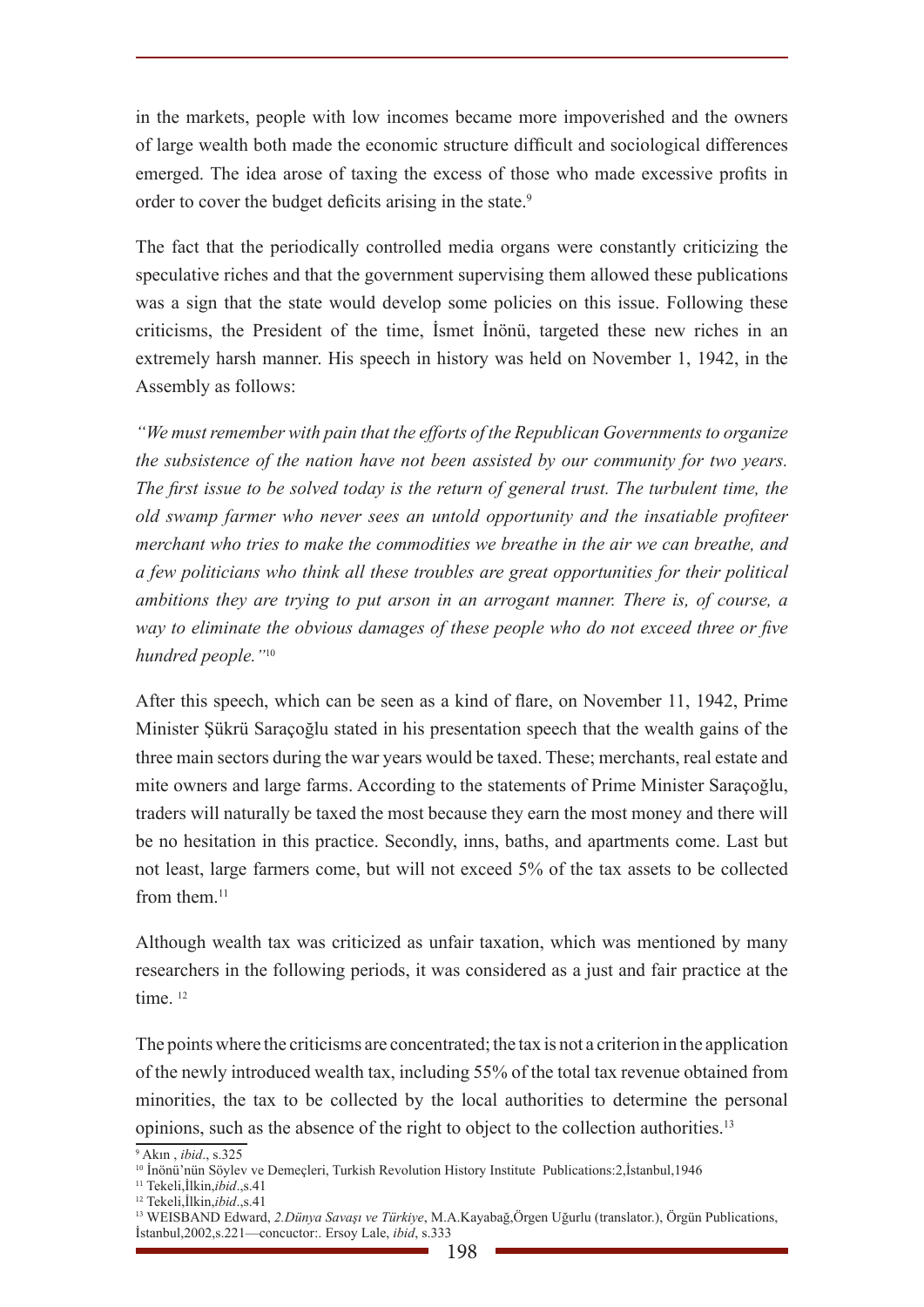in the markets, people with low incomes became more impoverished and the owners of large wealth both made the economic structure difficult and sociological differences emerged. The idea arose of taxing the excess of those who made excessive profits in order to cover the budget deficits arising in the state.[9]

The fact that the periodically controlled media organs were constantly criticizing the speculative riches and that the government supervising them allowed these publications was a sign that the state would develop some policies on this issue. Following these criticisms, the President of the time, İsmet İnönü, targeted these new riches in an extremely harsh manner. His speech in history was held on November 1, 1942, in the Assembly as follows:

*"We must remember with pain that the efforts of the Republican Governments to organize the subsistence of the nation have not been assisted by our community for two years. The first issue to be solved today is the return of general trust. The turbulent time, the old swamp farmer who never sees an untold opportunity and the insatiable profiteer merchant who tries to make the commodities we breathe in the air we can breathe, and a few politicians who think all these troubles are great opportunities for their political ambitions they are trying to put arson in an arrogant manner. There is, of course, a way to eliminate the obvious damages of these people who do not exceed three or five hundred people."*[10]

After this speech, which can be seen as a kind of flare, on November 11, 1942, Prime Minister Şükrü Saraçoğlu stated in his presentation speech that the wealth gains of the three main sectors during the war years would be taxed. These; merchants, real estate and mite owners and large farms. According to the statements of Prime Minister Saraçoğlu, traders will naturally be taxed the most because they earn the most money and there will be no hesitation in this practice. Secondly, inns, baths, and apartments come. Last but not least, large farmers come, but will not exceed 5% of the tax assets to be collected from them.[11]

Although wealth tax was criticized as unfair taxation, which was mentioned by many researchers in the following periods, it was considered as a just and fair practice at the time. [12]

The points where the criticisms are concentrated; the tax is not a criterion in the application of the newly introduced wealth tax, including 55% of the total tax revenue obtained from minorities, the tax to be collected by the local authorities to determine the personal opinions, such as the absence of the right to object to the collection authorities.[13]

---

[9] Akın , *ibid*., s.325

[10] İnönü'nün Söylev ve Demeçleri, Turkish Revolution History Institute Publications:2,İstanbul,1946

[11] Tekeli,İlkin,*ibid*.,s.41

[12] Tekeli,İlkin,*ibid*.,s.41

[13] WEISBAND Edward, *2.Dünya Savaşı ve Türkiye*, M.A.Kayabağ,Örgen Uğurlu (translator.), Örgün Publications, İstanbul,2002,s.221—concuctor:. Ersoy Lale, *ibid*, s.333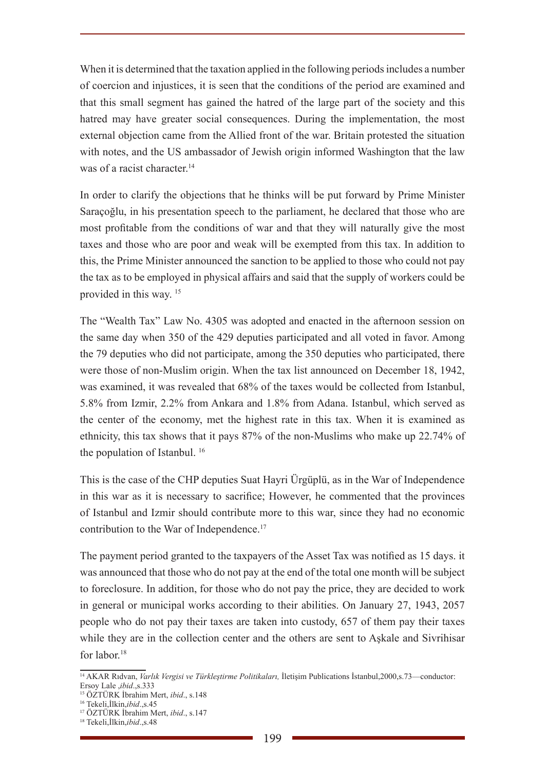When it is determined that the taxation applied in the following periods includes a number of coercion and injustices, it is seen that the conditions of the period are examined and that this small segment has gained the hatred of the large part of the society and this hatred may have greater social consequences. During the implementation, the most external objection came from the Allied front of the war. Britain protested the situation with notes, and the US ambassador of Jewish origin informed Washington that the law was of a racist character.[14]

In order to clarify the objections that he thinks will be put forward by Prime Minister Saraçoğlu, in his presentation speech to the parliament, he declared that those who are most profitable from the conditions of war and that they will naturally give the most taxes and those who are poor and weak will be exempted from this tax. In addition to this, the Prime Minister announced the sanction to be applied to those who could not pay the tax as to be employed in physical affairs and said that the supply of workers could be provided in this way. [15]

The "Wealth Tax" Law No. 4305 was adopted and enacted in the afternoon session on the same day when 350 of the 429 deputies participated and all voted in favor. Among the 79 deputies who did not participate, among the 350 deputies who participated, there were those of non-Muslim origin. When the tax list announced on December 18, 1942, was examined, it was revealed that 68% of the taxes would be collected from Istanbul, 5.8% from Izmir, 2.2% from Ankara and 1.8% from Adana. Istanbul, which served as the center of the economy, met the highest rate in this tax. When it is examined as ethnicity, this tax shows that it pays 87% of the non-Muslims who make up 22.74% of the population of Istanbul. [16]

This is the case of the CHP deputies Suat Hayri Ürgüplü, as in the War of Independence in this war as it is necessary to sacrifice; However, he commented that the provinces of Istanbul and Izmir should contribute more to this war, since they had no economic contribution to the War of Independence.[17]

The payment period granted to the taxpayers of the Asset Tax was notified as 15 days. it was announced that those who do not pay at the end of the total one month will be subject to foreclosure. In addition, for those who do not pay the price, they are decided to work in general or municipal works according to their abilities. On January 27, 1943, 2057 people who do not pay their taxes are taken into custody, 657 of them pay their taxes while they are in the collection center and the others are sent to Aşkale and Sivrihisar for labor.[18]

---

[14] AKAR Rıdvan, *Varlık Vergisi ve Türkleştirme Politikaları,* İletişim Publications İstanbul,2000,s.73—conductor: Ersoy Lale ,*ibid*.,s.333

[15] ÖZTÜRK İbrahim Mert, *ibid*., s.148

[16] Tekeli,İlkin,*ibid*.,s.45

[17] ÖZTÜRK İbrahim Mert, *ibid*., s.147

[18] Tekeli,İlkin,*ibid*.,s.48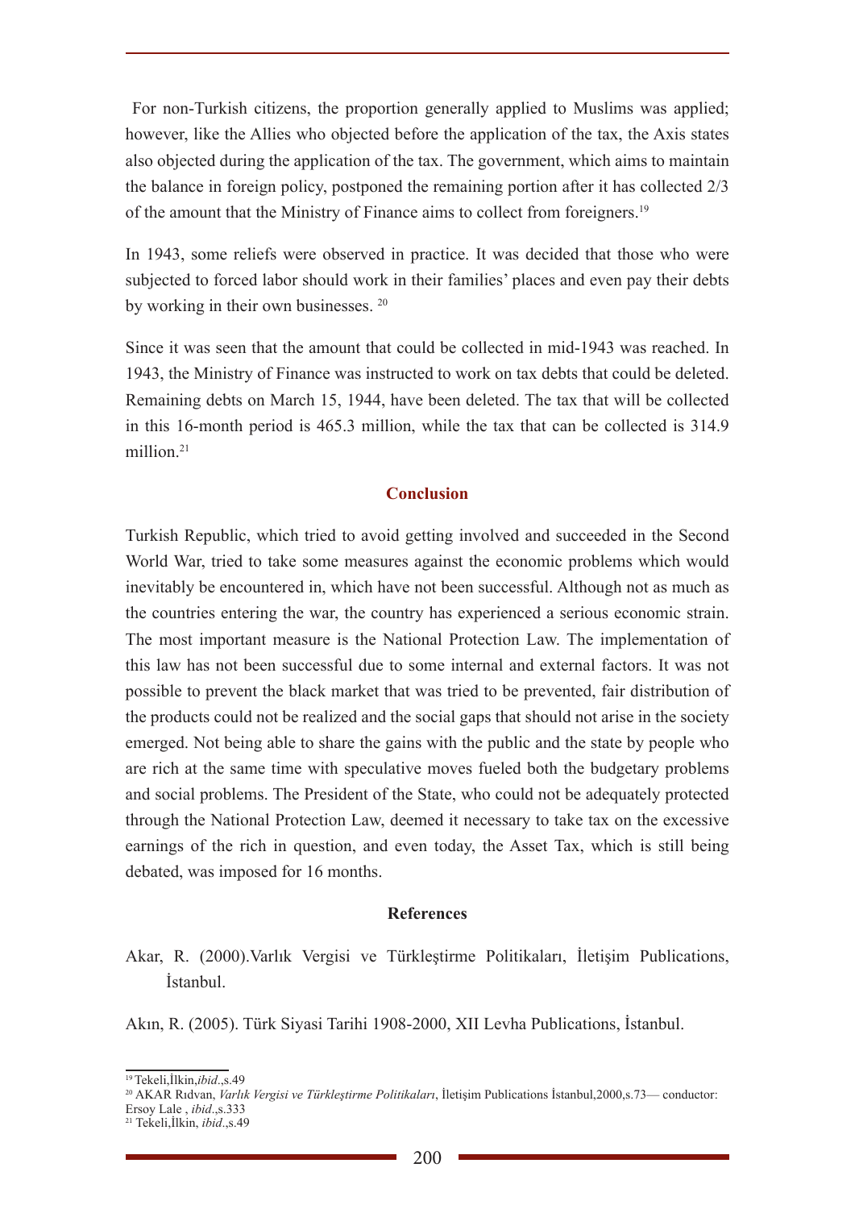For non-Turkish citizens, the proportion generally applied to Muslims was applied; however, like the Allies who objected before the application of the tax, the Axis states also objected during the application of the tax. The government, which aims to maintain the balance in foreign policy, postponed the remaining portion after it has collected 2/3 of the amount that the Ministry of Finance aims to collect from foreigners.[19]

In 1943, some reliefs were observed in practice. It was decided that those who were subjected to forced labor should work in their families' places and even pay their debts by working in their own businesses. [20]

Since it was seen that the amount that could be collected in mid-1943 was reached. In 1943, the Ministry of Finance was instructed to work on tax debts that could be deleted. Remaining debts on March 15, 1944, have been deleted. The tax that will be collected in this 16-month period is 465.3 million, while the tax that can be collected is 314.9 million.[21]

## Conclusion

Turkish Republic, which tried to avoid getting involved and succeeded in the Second World War, tried to take some measures against the economic problems which would inevitably be encountered in, which have not been successful. Although not as much as the countries entering the war, the country has experienced a serious economic strain. The most important measure is the National Protection Law. The implementation of this law has not been successful due to some internal and external factors. It was not possible to prevent the black market that was tried to be prevented, fair distribution of the products could not be realized and the social gaps that should not arise in the society emerged. Not being able to share the gains with the public and the state by people who are rich at the same time with speculative moves fueled both the budgetary problems and social problems. The President of the State, who could not be adequately protected through the National Protection Law, deemed it necessary to take tax on the excessive earnings of the rich in question, and even today, the Asset Tax, which is still being debated, was imposed for 16 months.

## References

Akar, R. (2000).Varlık Vergisi ve Türkleştirme Politikaları, İletişim Publications, İstanbul.

Akın, R. (2005). Türk Siyasi Tarihi 1908-2000, XII Levha Publications, İstanbul.

---

[19] Tekeli,İlkin,*ibid*.,s.49

[20] AKAR Rıdvan, *Varlık Vergisi ve Türkleştirme Politikaları*, İletişim Publications İstanbul,2000,s.73— conductor: Ersoy Lale , *ibid*.,s.333

[21] Tekeli,İlkin, *ibid*.,s.49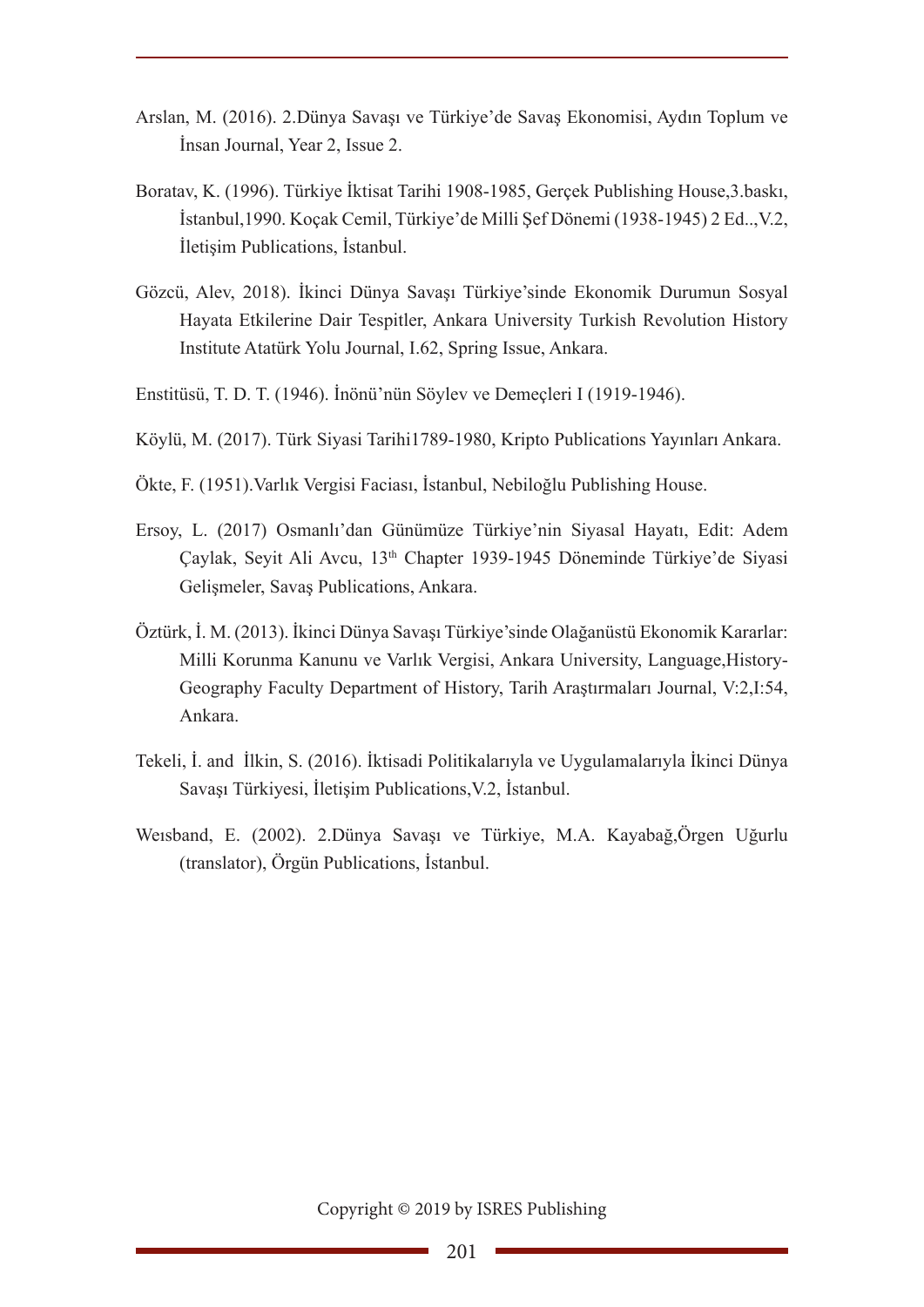Arslan, M. (2016). 2.Dünya Savaşı ve Türkiye'de Savaş Ekonomisi, Aydın Toplum ve İnsan Journal, Year 2, Issue 2.

Boratav, K. (1996). Türkiye İktisat Tarihi 1908-1985, Gerçek Publishing House,3.baskı, İstanbul,1990. Koçak Cemil, Türkiye'de Milli Şef Dönemi (1938-1945) 2 Ed..,V.2, İletişim Publications, İstanbul.

Gözcü, Alev, 2018). İkinci Dünya Savaşı Türkiye'sinde Ekonomik Durumun Sosyal Hayata Etkilerine Dair Tespitler, Ankara University Turkish Revolution History Institute Atatürk Yolu Journal, I.62, Spring Issue, Ankara.

Enstitüsü, T. D. T. (1946). İnönü'nün Söylev ve Demeçleri I (1919-1946).

Köylü, M. (2017). Türk Siyasi Tarihi1789-1980, Kripto Publications Yayınları Ankara.

Ökte, F. (1951).Varlık Vergisi Faciası, İstanbul, Nebiloğlu Publishing House.

Ersoy, L. (2017) Osmanlı'dan Günümüze Türkiye'nin Siyasal Hayatı, Edit: Adem Çaylak, Seyit Ali Avcu, 13th Chapter 1939-1945 Döneminde Türkiye'de Siyasi Gelişmeler, Savaş Publications, Ankara.

Öztürk, İ. M. (2013). İkinci Dünya Savaşı Türkiye'sinde Olağanüstü Ekonomik Kararlar: Milli Korunma Kanunu ve Varlık Vergisi, Ankara University, Language,History-Geography Faculty Department of History, Tarih Araştırmaları Journal, V:2,I:54, Ankara.

Tekeli, İ. and İlkin, S. (2016). İktisadi Politikalarıyla ve Uygulamalarıyla İkinci Dünya Savaşı Türkiyesi, İletişim Publications,V.2, İstanbul.

Weısband, E. (2002). 2.Dünya Savaşı ve Türkiye, M.A. Kayabağ,Örgen Uğurlu (translator), Örgün Publications, İstanbul.

Copyright © 2019 by ISRES Publishing